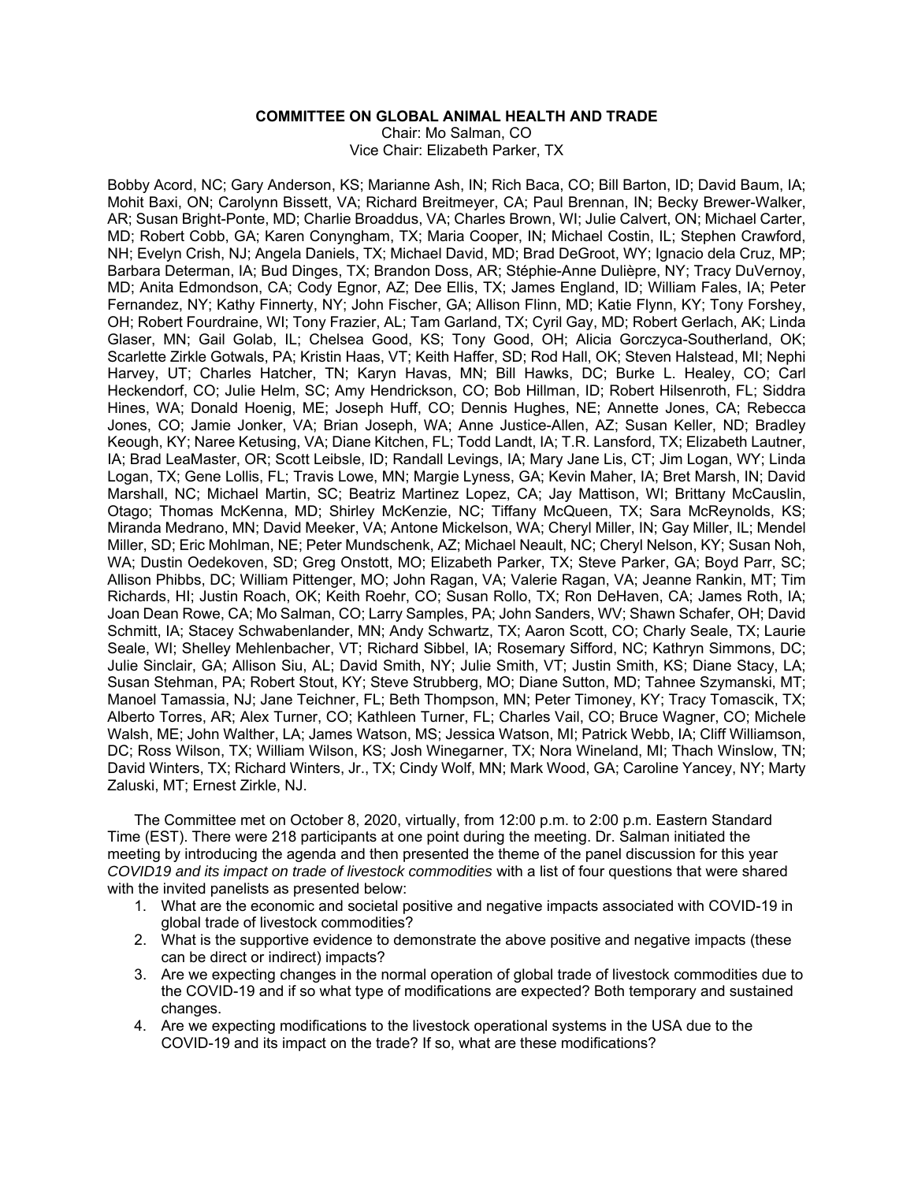**COMMITTEE ON GLOBAL ANIMAL HEALTH AND TRADE**

Chair: Mo Salman, CO

Vice Chair: Elizabeth Parker, TX

Bobby Acord, NC; Gary Anderson, KS; Marianne Ash, IN; Rich Baca, CO; Bill Barton, ID; David Baum, IA; Mohit Baxi, ON; Carolynn Bissett, VA; Richard Breitmeyer, CA; Paul Brennan, IN; Becky Brewer-Walker, AR; Susan Bright-Ponte, MD; Charlie Broaddus, VA; Charles Brown, WI; Julie Calvert, ON; Michael Carter, MD; Robert Cobb, GA; Karen Conyngham, TX; Maria Cooper, IN; Michael Costin, IL; Stephen Crawford, NH; Evelyn Crish, NJ; Angela Daniels, TX; Michael David, MD; Brad DeGroot, WY; Ignacio dela Cruz, MP; Barbara Determan, IA; Bud Dinges, TX; Brandon Doss, AR; Stéphie-Anne Dulièpre, NY; Tracy DuVernoy, MD; Anita Edmondson, CA; Cody Egnor, AZ; Dee Ellis, TX; James England, ID; William Fales, IA; Peter Fernandez, NY; Kathy Finnerty, NY; John Fischer, GA; Allison Flinn, MD; Katie Flynn, KY; Tony Forshey, OH; Robert Fourdraine, WI; Tony Frazier, AL; Tam Garland, TX; Cyril Gay, MD; Robert Gerlach, AK; Linda Glaser, MN; Gail Golab, IL; Chelsea Good, KS; Tony Good, OH; Alicia Gorczyca-Southerland, OK; Scarlette Zirkle Gotwals, PA; Kristin Haas, VT; Keith Haffer, SD; Rod Hall, OK; Steven Halstead, MI; Nephi Harvey, UT; Charles Hatcher, TN; Karyn Havas, MN; Bill Hawks, DC; Burke L. Healey, CO; Carl Heckendorf, CO; Julie Helm, SC; Amy Hendrickson, CO; Bob Hillman, ID; Robert Hilsenroth, FL; Siddra Hines, WA; Donald Hoenig, ME; Joseph Huff, CO; Dennis Hughes, NE; Annette Jones, CA; Rebecca Jones, CO; Jamie Jonker, VA; Brian Joseph, WA; Anne Justice-Allen, AZ; Susan Keller, ND; Bradley Keough, KY; Naree Ketusing, VA; Diane Kitchen, FL; Todd Landt, IA; T.R. Lansford, TX; Elizabeth Lautner, IA; Brad LeaMaster, OR; Scott Leibsle, ID; Randall Levings, IA; Mary Jane Lis, CT; Jim Logan, WY; Linda Logan, TX; Gene Lollis, FL; Travis Lowe, MN; Margie Lyness, GA; Kevin Maher, IA; Bret Marsh, IN; David Marshall, NC; Michael Martin, SC; Beatriz Martinez Lopez, CA; Jay Mattison, WI; Brittany McCauslin, Otago; Thomas McKenna, MD; Shirley McKenzie, NC; Tiffany McQueen, TX; Sara McReynolds, KS; Miranda Medrano, MN; David Meeker, VA; Antone Mickelson, WA; Cheryl Miller, IN; Gay Miller, IL; Mendel Miller, SD; Eric Mohlman, NE; Peter Mundschenk, AZ; Michael Neault, NC; Cheryl Nelson, KY; Susan Noh, WA; Dustin Oedekoven, SD; Greg Onstott, MO; Elizabeth Parker, TX; Steve Parker, GA; Boyd Parr, SC; Allison Phibbs, DC; William Pittenger, MO; John Ragan, VA; Valerie Ragan, VA; Jeanne Rankin, MT; Tim Richards, HI; Justin Roach, OK; Keith Roehr, CO; Susan Rollo, TX; Ron DeHaven, CA; James Roth, IA; Joan Dean Rowe, CA; Mo Salman, CO; Larry Samples, PA; John Sanders, WV; Shawn Schafer, OH; David Schmitt, IA; Stacey Schwabenlander, MN; Andy Schwartz, TX; Aaron Scott, CO; Charly Seale, TX; Laurie Seale, WI; Shelley Mehlenbacher, VT; Richard Sibbel, IA; Rosemary Sifford, NC; Kathryn Simmons, DC; Julie Sinclair, GA; Allison Siu, AL; David Smith, NY; Julie Smith, VT; Justin Smith, KS; Diane Stacy, LA; Susan Stehman, PA; Robert Stout, KY; Steve Strubberg, MO; Diane Sutton, MD; Tahnee Szymanski, MT; Manoel Tamassia, NJ; Jane Teichner, FL; Beth Thompson, MN; Peter Timoney, KY; Tracy Tomascik, TX; Alberto Torres, AR; Alex Turner, CO; Kathleen Turner, FL; Charles Vail, CO; Bruce Wagner, CO; Michele Walsh, ME; John Walther, LA; James Watson, MS; Jessica Watson, MI; Patrick Webb, IA; Cliff Williamson, DC; Ross Wilson, TX; William Wilson, KS; Josh Winegarner, TX; Nora Wineland, MI; Thach Winslow, TN; David Winters, TX; Richard Winters, Jr., TX; Cindy Wolf, MN; Mark Wood, GA; Caroline Yancey, NY; Marty Zaluski, MT; Ernest Zirkle, NJ.

The Committee met on October 8, 2020, virtually, from 12:00 p.m. to 2:00 p.m. Eastern Standard Time (EST). There were 218 participants at one point during the meeting. Dr. Salman initiated the meeting by introducing the agenda and then presented the theme of the panel discussion for this year *COVID19 and its impact on trade of livestock commodities* with a list of four questions that were shared with the invited panelists as presented below:

1. What are the economic and societal positive and negative impacts associated with COVID-19 in global trade of livestock commodities?
2. What is the supportive evidence to demonstrate the above positive and negative impacts (these can be direct or indirect) impacts?
3. Are we expecting changes in the normal operation of global trade of livestock commodities due to the COVID-19 and if so what type of modifications are expected? Both temporary and sustained changes.
4. Are we expecting modifications to the livestock operational systems in the USA due to the COVID-19 and its impact on the trade? If so, what are these modifications?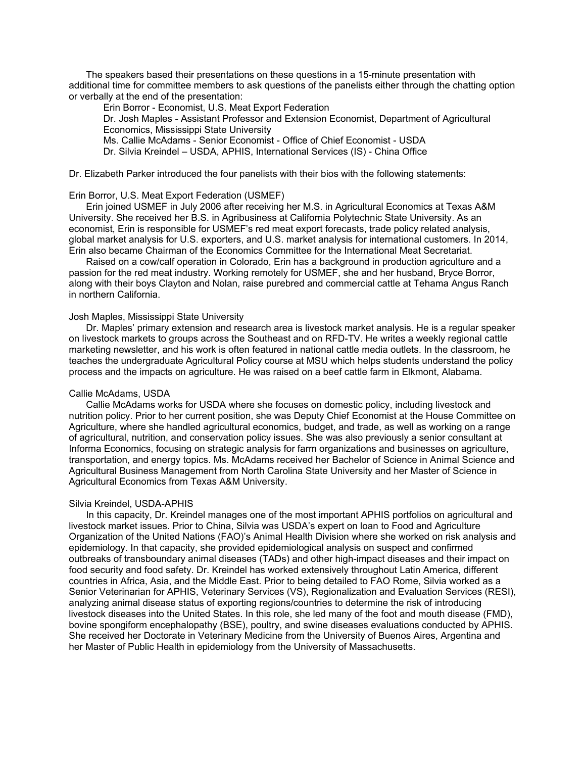The speakers based their presentations on these questions in a 15-minute presentation with additional time for committee members to ask questions of the panelists either through the chatting option or verbally at the end of the presentation:

Erin Borror - Economist, U.S. Meat Export Federation
Dr. Josh Maples - Assistant Professor and Extension Economist, Department of Agricultural Economics, Mississippi State University
Ms. Callie McAdams - Senior Economist - Office of Chief Economist - USDA
Dr. Silvia Kreindel – USDA, APHIS, International Services (IS) - China Office

Dr. Elizabeth Parker introduced the four panelists with their bios with the following statements:

Erin Borror, U.S. Meat Export Federation (USMEF)

Erin joined USMEF in July 2006 after receiving her M.S. in Agricultural Economics at Texas A&M University. She received her B.S. in Agribusiness at California Polytechnic State University. As an economist, Erin is responsible for USMEF's red meat export forecasts, trade policy related analysis, global market analysis for U.S. exporters, and U.S. market analysis for international customers. In 2014, Erin also became Chairman of the Economics Committee for the International Meat Secretariat.

Raised on a cow/calf operation in Colorado, Erin has a background in production agriculture and a passion for the red meat industry. Working remotely for USMEF, she and her husband, Bryce Borror, along with their boys Clayton and Nolan, raise purebred and commercial cattle at Tehama Angus Ranch in northern California.

Josh Maples, Mississippi State University

Dr. Maples' primary extension and research area is livestock market analysis. He is a regular speaker on livestock markets to groups across the Southeast and on RFD-TV. He writes a weekly regional cattle marketing newsletter, and his work is often featured in national cattle media outlets. In the classroom, he teaches the undergraduate Agricultural Policy course at MSU which helps students understand the policy process and the impacts on agriculture. He was raised on a beef cattle farm in Elkmont, Alabama.

Callie McAdams, USDA

Callie McAdams works for USDA where she focuses on domestic policy, including livestock and nutrition policy. Prior to her current position, she was Deputy Chief Economist at the House Committee on Agriculture, where she handled agricultural economics, budget, and trade, as well as working on a range of agricultural, nutrition, and conservation policy issues. She was also previously a senior consultant at Informa Economics, focusing on strategic analysis for farm organizations and businesses on agriculture, transportation, and energy topics. Ms. McAdams received her Bachelor of Science in Animal Science and Agricultural Business Management from North Carolina State University and her Master of Science in Agricultural Economics from Texas A&M University.

Silvia Kreindel, USDA-APHIS

In this capacity, Dr. Kreindel manages one of the most important APHIS portfolios on agricultural and livestock market issues. Prior to China, Silvia was USDA's expert on loan to Food and Agriculture Organization of the United Nations (FAO)'s Animal Health Division where she worked on risk analysis and epidemiology. In that capacity, she provided epidemiological analysis on suspect and confirmed outbreaks of transboundary animal diseases (TADs) and other high-impact diseases and their impact on food security and food safety. Dr. Kreindel has worked extensively throughout Latin America, different countries in Africa, Asia, and the Middle East. Prior to being detailed to FAO Rome, Silvia worked as a Senior Veterinarian for APHIS, Veterinary Services (VS), Regionalization and Evaluation Services (RESI), analyzing animal disease status of exporting regions/countries to determine the risk of introducing livestock diseases into the United States. In this role, she led many of the foot and mouth disease (FMD), bovine spongiform encephalopathy (BSE), poultry, and swine diseases evaluations conducted by APHIS. She received her Doctorate in Veterinary Medicine from the University of Buenos Aires, Argentina and her Master of Public Health in epidemiology from the University of Massachusetts.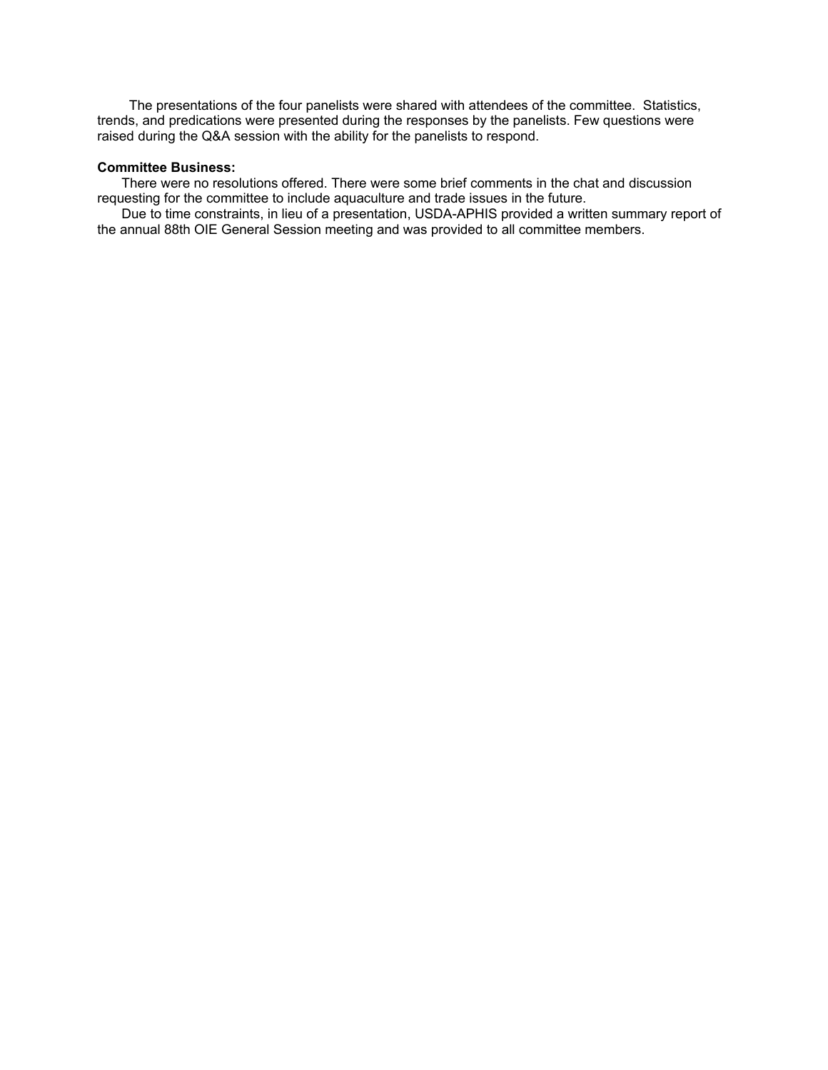The presentations of the four panelists were shared with attendees of the committee. Statistics, trends, and predications were presented during the responses by the panelists. Few questions were raised during the Q&A session with the ability for the panelists to respond.

**Committee Business:**

There were no resolutions offered. There were some brief comments in the chat and discussion requesting for the committee to include aquaculture and trade issues in the future.

Due to time constraints, in lieu of a presentation, USDA-APHIS provided a written summary report of the annual 88th OIE General Session meeting and was provided to all committee members.